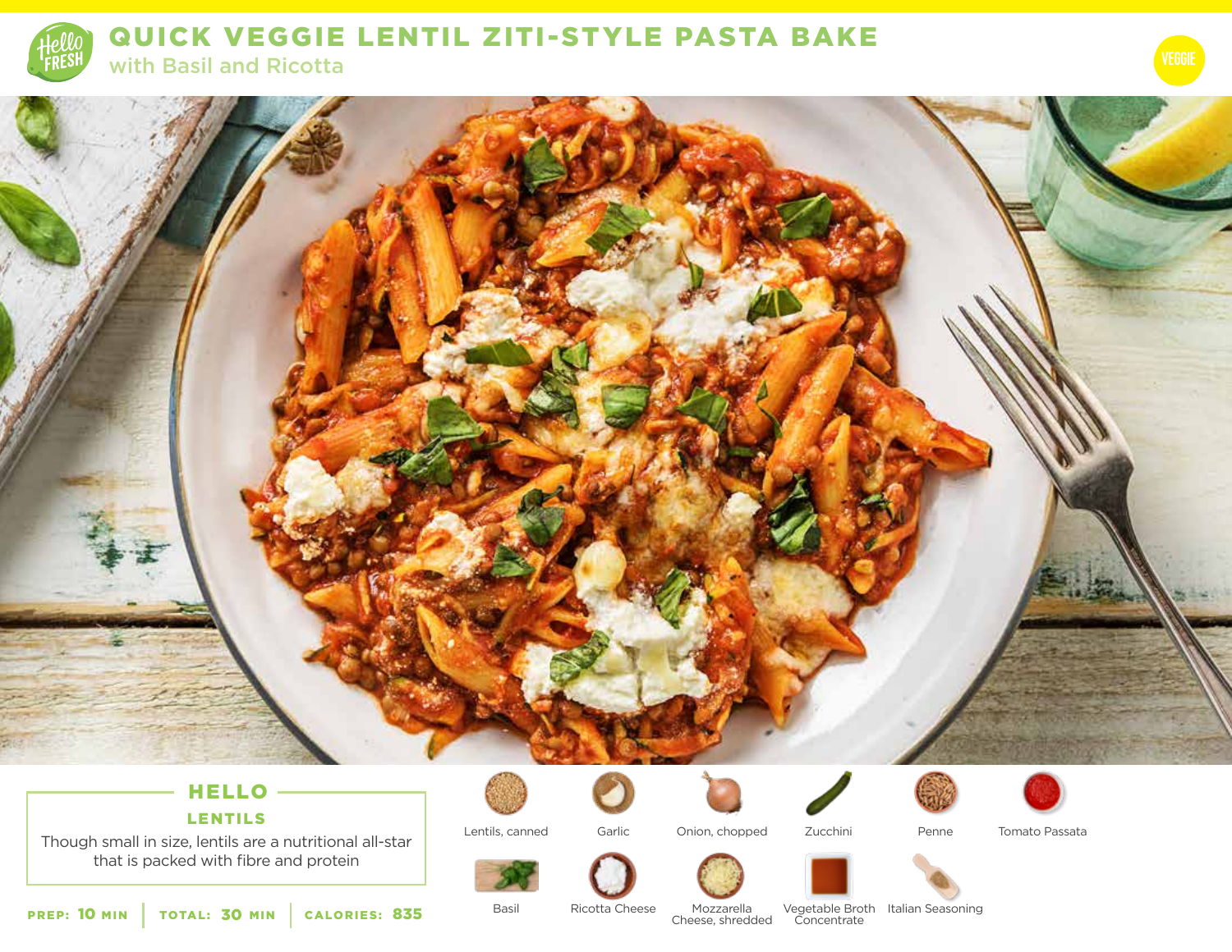# QUICK VEGGIE LENTIL ZITI-STYLE PASTA BAKE

## with Basil and Ricotta

VEGGIE

### HELLO LENTILS

Though small in size, lentils are a nutritional all-star that is packed with fibre and protein

**PREP:** 10 MIN | **TOTAL:** 30 MIN | **CALORIES:** 835

- Lentils, canned
- Garlic
- Onion, chopped
- Zucchini
- Penne
- Tomato Passata
- Basil
- Ricotta Cheese
- Mozzarella Cheese, shredded
- Vegetable Broth Concentrate
- Italian Seasoning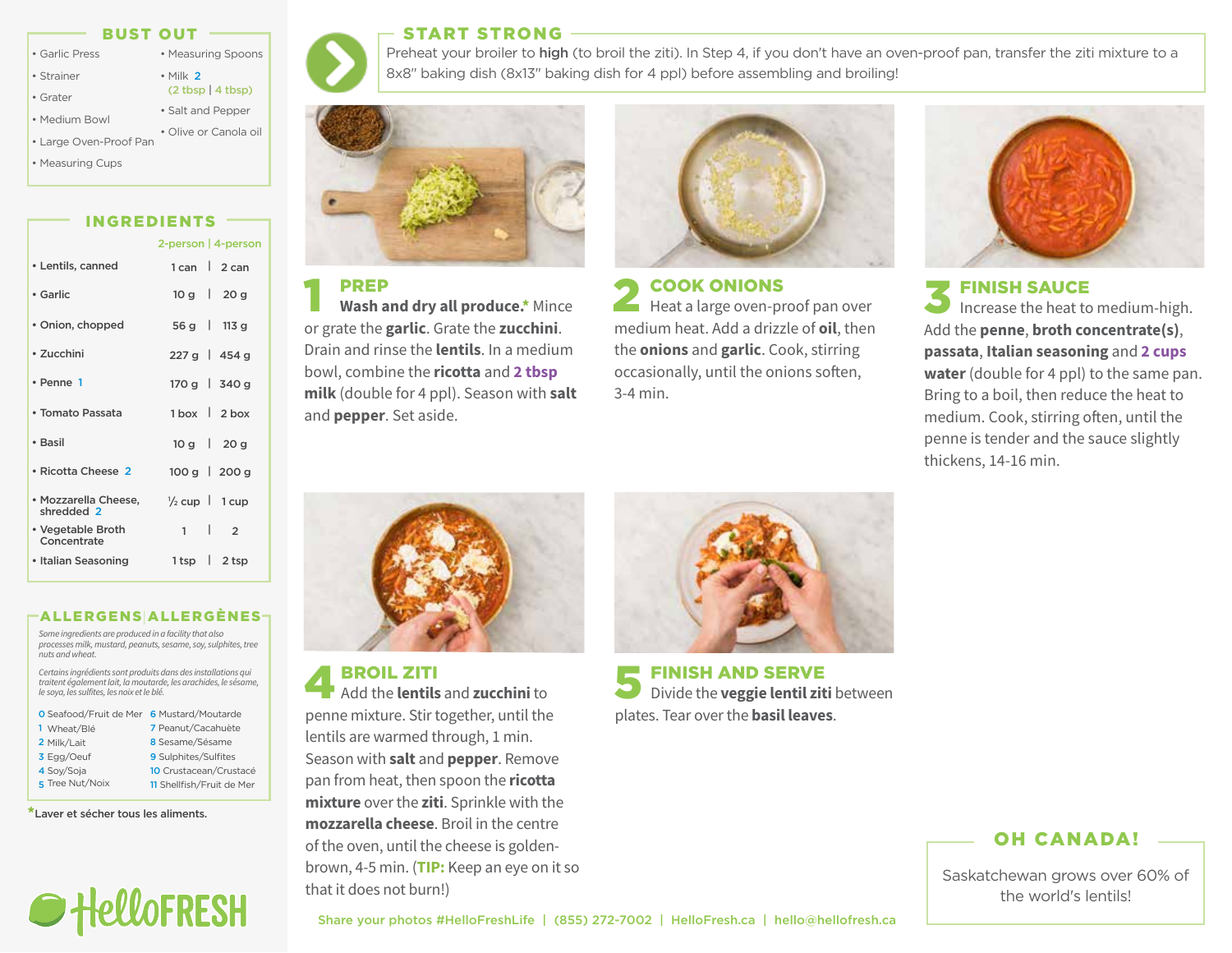## BUST OUT

- Garlic Press
- Strainer
- Grater
- Medium Bowl
- Large Oven-Proof Pan
- Measuring Cups
- Measuring Spoons
- Milk 2 (2 tbsp | 4 tbsp)
- Salt and Pepper
- Olive or Canola oil

## INGREDIENTS

| | 2-person | 4-person |
|---|---|---|
| Lentils, canned | 1 can | 2 can |
| Garlic | 10 g | 20 g |
| Onion, chopped | 56 g | 113 g |
| Zucchini | 227 g | 454 g |
| Penne 1 | 170 g | 340 g |
| Tomato Passata | 1 box | 2 box |
| Basil | 10 g | 20 g |
| Ricotta Cheese 2 | 100 g | 200 g |
| Mozzarella Cheese, shredded 2 | ½ cup | 1 cup |
| Vegetable Broth Concentrate | 1 | 2 |
| Italian Seasoning | 1 tsp | 2 tsp |

## ALLERGENS | ALLERGÈNES

*Some ingredients are produced in a facility that also processes milk, mustard, peanuts, sesame, soy, sulphites, tree nuts and wheat.*

*Certains ingrédients sont produits dans des installations qui traitent également lait, la moutarde, les arachides, le sésame, le soya, les sulfites, les noix et le blé.*

0 Seafood/Fruit de Mer
1 Wheat/Blé
2 Milk/Lait
3 Egg/Oeuf
4 Soy/Soja
5 Tree Nut/Noix
6 Mustard/Moutarde
7 Peanut/Cacahuète
8 Sesame/Sésame
9 Sulphites/Sulfites
10 Crustacean/Crustacé
11 Shellfish/Fruit de Mer

*Laver et sécher tous les aliments.

## START STRONG

Preheat your broiler to **high** (to broil the ziti). In Step 4, if you don't have an oven-proof pan, transfer the ziti mixture to a 8x8" baking dish (8x13" baking dish for 4 ppl) before assembling and broiling!

## 1 PREP

**Wash and dry all produce.*** Mince or grate the **garlic**. Grate the **zucchini**. Drain and rinse the **lentils**. In a medium bowl, combine the **ricotta** and **2 tbsp milk** (double for 4 ppl). Season with **salt** and **pepper**. Set aside.

## 2 COOK ONIONS

Heat a large oven-proof pan over medium heat. Add a drizzle of **oil**, then the **onions** and **garlic**. Cook, stirring occasionally, until the onions soften, 3-4 min.

## 3 FINISH SAUCE

Increase the heat to medium-high. Add the **penne**, **broth concentrate(s)**, **passata**, **Italian seasoning** and **2 cups water** (double for 4 ppl) to the same pan. Bring to a boil, then reduce the heat to medium. Cook, stirring often, until the penne is tender and the sauce slightly thickens, 14-16 min.

## 4 BROIL ZITI

Add the **lentils** and **zucchini** to penne mixture. Stir together, until the lentils are warmed through, 1 min. Season with **salt** and **pepper**. Remove pan from heat, then spoon the **ricotta mixture** over the **ziti**. Sprinkle with the **mozzarella cheese**. Broil in the centre of the oven, until the cheese is golden-brown, 4-5 min. (**TIP:** Keep an eye on it so that it does not burn!)

## 5 FINISH AND SERVE

Divide the **veggie lentil ziti** between plates. Tear over the **basil leaves**.

## OH CANADA!

Saskatchewan grows over 60% of the world's lentils!

Share your photos #HelloFreshLife | (855) 272-7002 | HelloFresh.ca | hello@hellofresh.ca